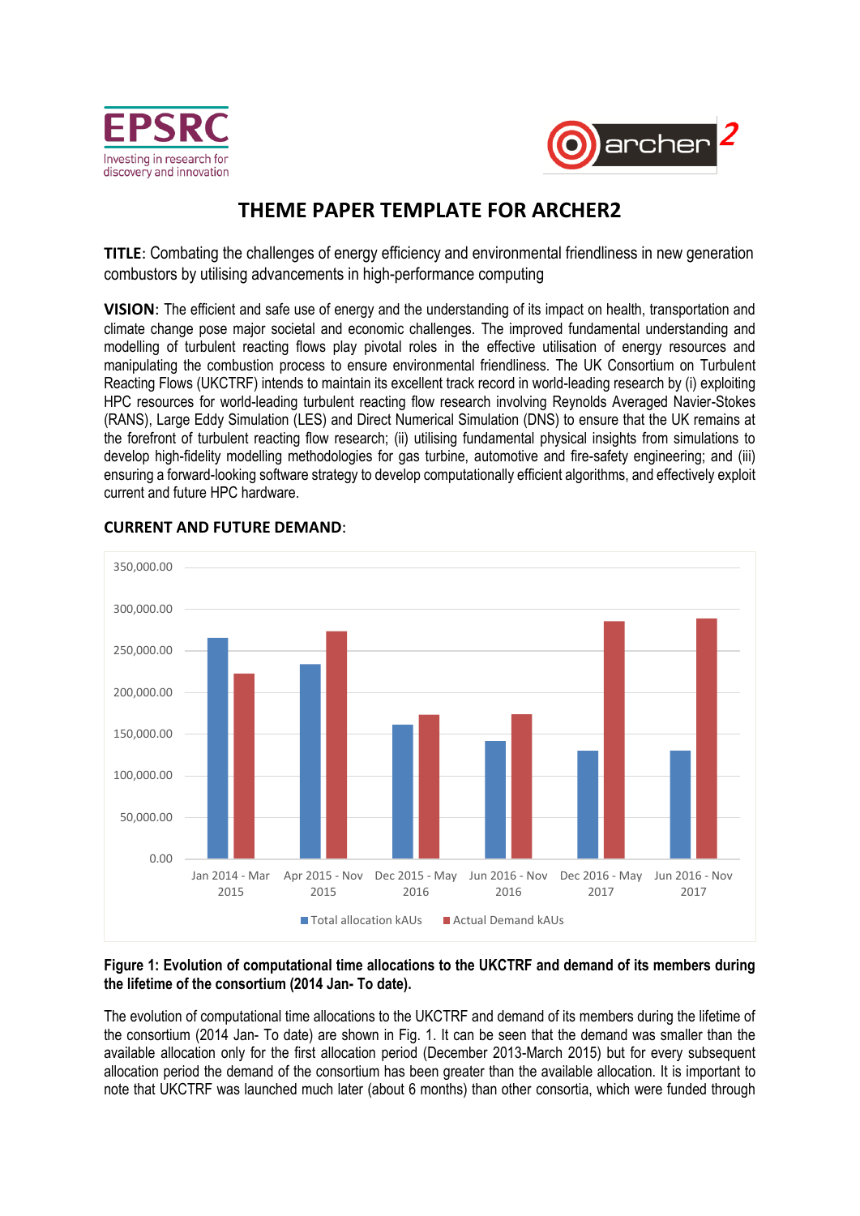# THEME PAPER TEMPLATE FOR ARCHER2

**TITLE**: Combating the challenges of energy efficiency and environmental friendliness in new generation combustors by utilising advancements in high-performance computing

**VISION**: The efficient and safe use of energy and the understanding of its impact on health, transportation and climate change pose major societal and economic challenges. The improved fundamental understanding and modelling of turbulent reacting flows play pivotal roles in the effective utilisation of energy resources and manipulating the combustion process to ensure environmental friendliness. The UK Consortium on Turbulent Reacting Flows (UKCTRF) intends to maintain its excellent track record in world-leading research by (i) exploiting HPC resources for world-leading turbulent reacting flow research involving Reynolds Averaged Navier-Stokes (RANS), Large Eddy Simulation (LES) and Direct Numerical Simulation (DNS) to ensure that the UK remains at the forefront of turbulent reacting flow research; (ii) utilising fundamental physical insights from simulations to develop high-fidelity modelling methodologies for gas turbine, automotive and fire-safety engineering; and (iii) ensuring a forward-looking software strategy to develop computationally efficient algorithms, and effectively exploit current and future HPC hardware.

**CURRENT AND FUTURE DEMAND**:

**Figure 1: Evolution of computational time allocations to the UKCTRF and demand of its members during the lifetime of the consortium (2014 Jan- To date).**

The evolution of computational time allocations to the UKCTRF and demand of its members during the lifetime of the consortium (2014 Jan- To date) are shown in Fig. 1. It can be seen that the demand was smaller than the available allocation only for the first allocation period (December 2013-March 2015) but for every subsequent allocation period the demand of the consortium has been greater than the available allocation. It is important to note that UKCTRF was launched much later (about 6 months) than other consortia, which were funded through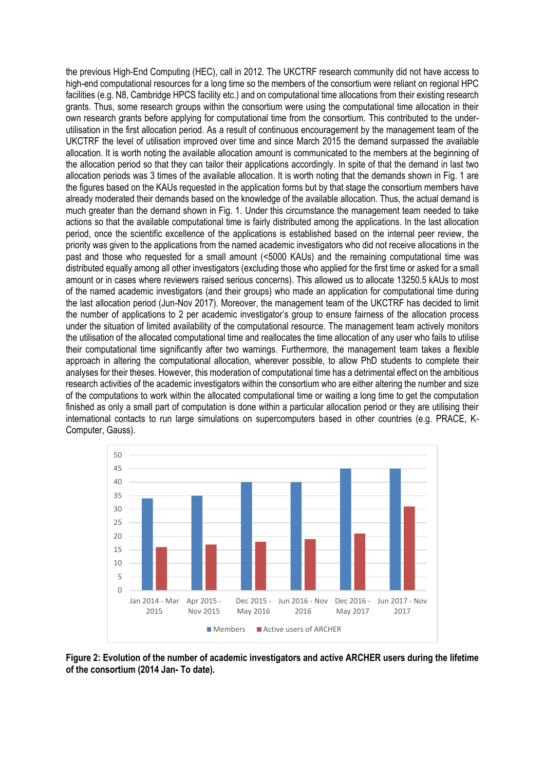the previous High-End Computing (HEC), call in 2012. The UKCTRF research community did not have access to high-end computational resources for a long time so the members of the consortium were reliant on regional HPC facilities (e.g. N8, Cambridge HPCS facility etc.) and on computational time allocations from their existing research grants. Thus, some research groups within the consortium were using the computational time allocation in their own research grants before applying for computational time from the consortium. This contributed to the under-utilisation in the first allocation period. As a result of continuous encouragement by the management team of the UKCTRF the level of utilisation improved over time and since March 2015 the demand surpassed the available allocation. It is worth noting the available allocation amount is communicated to the members at the beginning of the allocation period so that they can tailor their applications accordingly. In spite of that the demand in last two allocation periods was 3 times of the available allocation. It is worth noting that the demands shown in Fig. 1 are the figures based on the KAUs requested in the application forms but by that stage the consortium members have already moderated their demands based on the knowledge of the available allocation. Thus, the actual demand is much greater than the demand shown in Fig. 1. Under this circumstance the management team needed to take actions so that the available computational time is fairly distributed among the applications. In the last allocation period, once the scientific excellence of the applications is established based on the internal peer review, the priority was given to the applications from the named academic investigators who did not receive allocations in the past and those who requested for a small amount (<5000 KAUs) and the remaining computational time was distributed equally among all other investigators (excluding those who applied for the first time or asked for a small amount or in cases where reviewers raised serious concerns). This allowed us to allocate 13250.5 kAUs to most of the named academic investigators (and their groups) who made an application for computational time during the last allocation period (Jun-Nov 2017). Moreover, the management team of the UKCTRF has decided to limit the number of applications to 2 per academic investigator's group to ensure fairness of the allocation process under the situation of limited availability of the computational resource. The management team actively monitors the utilisation of the allocated computational time and reallocates the time allocation of any user who fails to utilise their computational time significantly after two warnings. Furthermore, the management team takes a flexible approach in altering the computational allocation, wherever possible, to allow PhD students to complete their analyses for their theses. However, this moderation of computational time has a detrimental effect on the ambitious research activities of the academic investigators within the consortium who are either altering the number and size of the computations to work within the allocated computational time or waiting a long time to get the computation finished as only a small part of computation is done within a particular allocation period or they are utilising their international contacts to run large simulations on supercomputers based in other countries (e.g. PRACE, K-Computer, Gauss).

| Period | Members | Active users of ARCHER |
|---|---|---|
| Jan 2014 - Mar 2015 | 34 | 16 |
| Apr 2015 - Nov 2015 | 35 | 17 |
| Dec 2015 - May 2016 | 40 | 18 |
| Jun 2016 - Nov 2016 | 40 | 19 |
| Dec 2016 - May 2017 | 45 | 21 |
| Jun 2017 - Nov 2017 | 45 | 31 |

**Figure 2: Evolution of the number of academic investigators and active ARCHER users during the lifetime of the consortium (2014 Jan- To date).**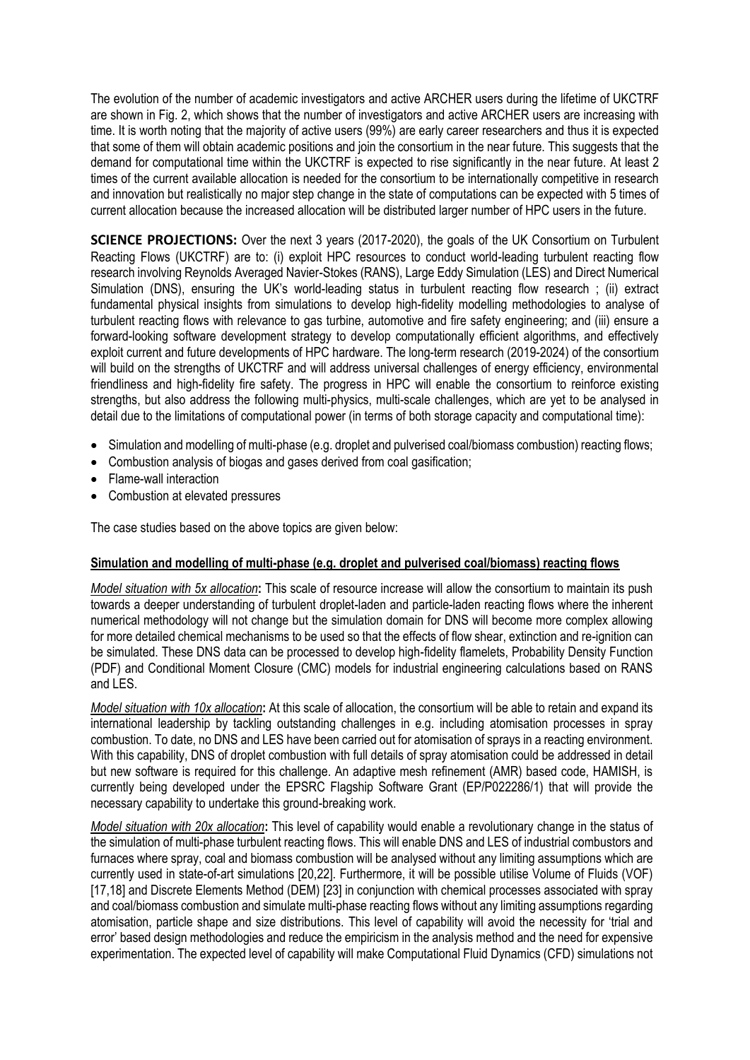The evolution of the number of academic investigators and active ARCHER users during the lifetime of UKCTRF are shown in Fig. 2, which shows that the number of investigators and active ARCHER users are increasing with time. It is worth noting that the majority of active users (99%) are early career researchers and thus it is expected that some of them will obtain academic positions and join the consortium in the near future. This suggests that the demand for computational time within the UKCTRF is expected to rise significantly in the near future. At least 2 times of the current available allocation is needed for the consortium to be internationally competitive in research and innovation but realistically no major step change in the state of computations can be expected with 5 times of current allocation because the increased allocation will be distributed larger number of HPC users in the future.

**SCIENCE PROJECTIONS:** Over the next 3 years (2017-2020), the goals of the UK Consortium on Turbulent Reacting Flows (UKCTRF) are to: (i) exploit HPC resources to conduct world-leading turbulent reacting flow research involving Reynolds Averaged Navier-Stokes (RANS), Large Eddy Simulation (LES) and Direct Numerical Simulation (DNS), ensuring the UK's world-leading status in turbulent reacting flow research ; (ii) extract fundamental physical insights from simulations to develop high-fidelity modelling methodologies to analyse of turbulent reacting flows with relevance to gas turbine, automotive and fire safety engineering; and (iii) ensure a forward-looking software development strategy to develop computationally efficient algorithms, and effectively exploit current and future developments of HPC hardware. The long-term research (2019-2024) of the consortium will build on the strengths of UKCTRF and will address universal challenges of energy efficiency, environmental friendliness and high-fidelity fire safety. The progress in HPC will enable the consortium to reinforce existing strengths, but also address the following multi-physics, multi-scale challenges, which are yet to be analysed in detail due to the limitations of computational power (in terms of both storage capacity and computational time):

- Simulation and modelling of multi-phase (e.g. droplet and pulverised coal/biomass combustion) reacting flows;
- Combustion analysis of biogas and gases derived from coal gasification;
- Flame-wall interaction
- Combustion at elevated pressures

The case studies based on the above topics are given below:

**Simulation and modelling of multi-phase (e.g. droplet and pulverised coal/biomass) reacting flows**

*Model situation with 5x allocation*: This scale of resource increase will allow the consortium to maintain its push towards a deeper understanding of turbulent droplet-laden and particle-laden reacting flows where the inherent numerical methodology will not change but the simulation domain for DNS will become more complex allowing for more detailed chemical mechanisms to be used so that the effects of flow shear, extinction and re-ignition can be simulated. These DNS data can be processed to develop high-fidelity flamelets, Probability Density Function (PDF) and Conditional Moment Closure (CMC) models for industrial engineering calculations based on RANS and LES.

*Model situation with 10x allocation*: At this scale of allocation, the consortium will be able to retain and expand its international leadership by tackling outstanding challenges in e.g. including atomisation processes in spray combustion. To date, no DNS and LES have been carried out for atomisation of sprays in a reacting environment. With this capability, DNS of droplet combustion with full details of spray atomisation could be addressed in detail but new software is required for this challenge. An adaptive mesh refinement (AMR) based code, HAMISH, is currently being developed under the EPSRC Flagship Software Grant (EP/P022286/1) that will provide the necessary capability to undertake this ground-breaking work.

*Model situation with 20x allocation*: This level of capability would enable a revolutionary change in the status of the simulation of multi-phase turbulent reacting flows. This will enable DNS and LES of industrial combustors and furnaces where spray, coal and biomass combustion will be analysed without any limiting assumptions which are currently used in state-of-art simulations [20,22]. Furthermore, it will be possible utilise Volume of Fluids (VOF) [17,18] and Discrete Elements Method (DEM) [23] in conjunction with chemical processes associated with spray and coal/biomass combustion and simulate multi-phase reacting flows without any limiting assumptions regarding atomisation, particle shape and size distributions. This level of capability will avoid the necessity for 'trial and error' based design methodologies and reduce the empiricism in the analysis method and the need for expensive experimentation. The expected level of capability will make Computational Fluid Dynamics (CFD) simulations not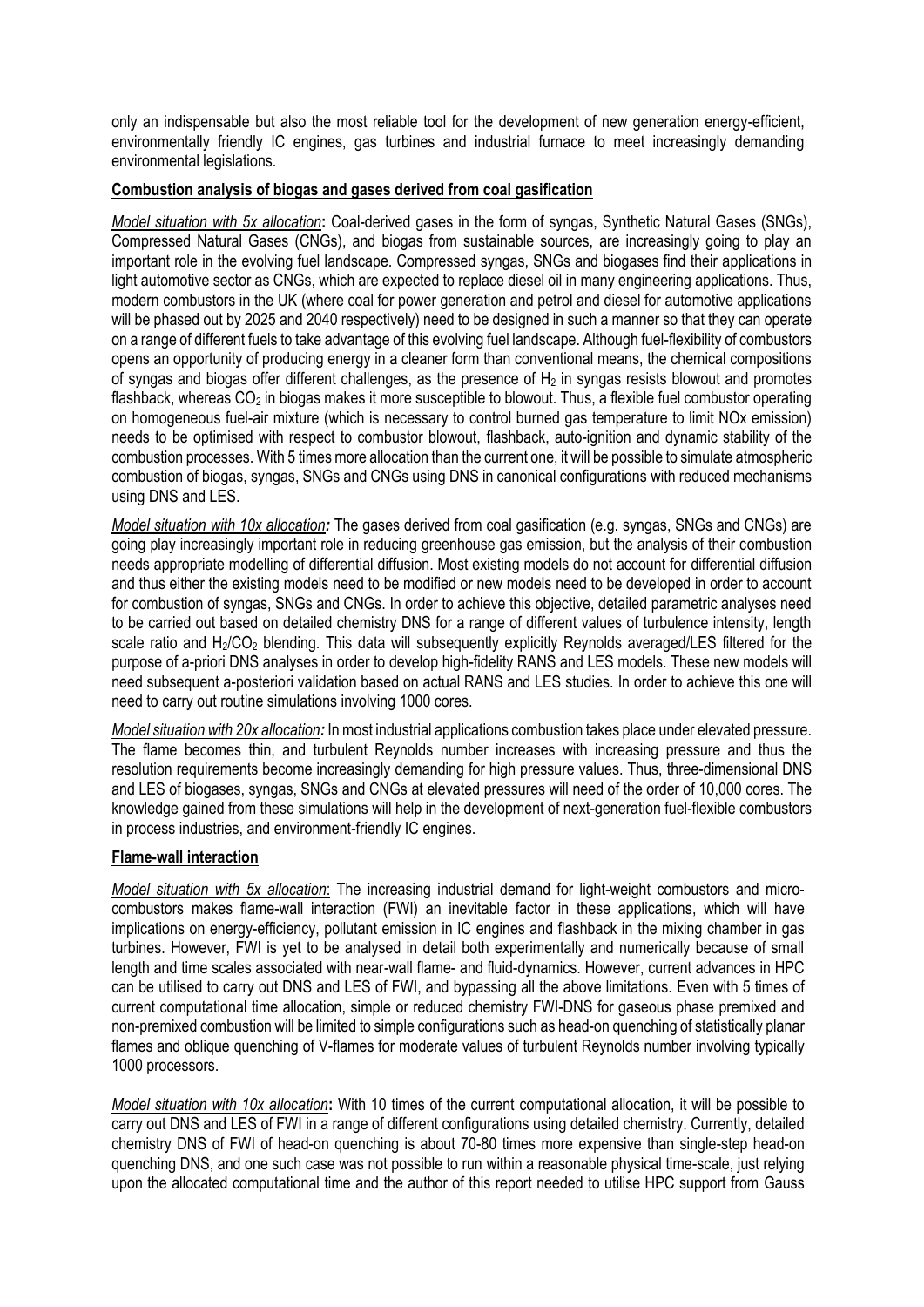only an indispensable but also the most reliable tool for the development of new generation energy-efficient, environmentally friendly IC engines, gas turbines and industrial furnace to meet increasingly demanding environmental legislations.

**Combustion analysis of biogas and gases derived from coal gasification**

*Model situation with 5x allocation*: Coal-derived gases in the form of syngas, Synthetic Natural Gases (SNGs), Compressed Natural Gases (CNGs), and biogas from sustainable sources, are increasingly going to play an important role in the evolving fuel landscape. Compressed syngas, SNGs and biogases find their applications in light automotive sector as CNGs, which are expected to replace diesel oil in many engineering applications. Thus, modern combustors in the UK (where coal for power generation and petrol and diesel for automotive applications will be phased out by 2025 and 2040 respectively) need to be designed in such a manner so that they can operate on a range of different fuels to take advantage of this evolving fuel landscape. Although fuel-flexibility of combustors opens an opportunity of producing energy in a cleaner form than conventional means, the chemical compositions of syngas and biogas offer different challenges, as the presence of $H_2$ in syngas resists blowout and promotes flashback, whereas $CO_2$ in biogas makes it more susceptible to blowout. Thus, a flexible fuel combustor operating on homogeneous fuel-air mixture (which is necessary to control burned gas temperature to limit NOx emission) needs to be optimised with respect to combustor blowout, flashback, auto-ignition and dynamic stability of the combustion processes. With 5 times more allocation than the current one, it will be possible to simulate atmospheric combustion of biogas, syngas, SNGs and CNGs using DNS in canonical configurations with reduced mechanisms using DNS and LES.

*Model situation with 10x allocation:* The gases derived from coal gasification (e.g. syngas, SNGs and CNGs) are going play increasingly important role in reducing greenhouse gas emission, but the analysis of their combustion needs appropriate modelling of differential diffusion. Most existing models do not account for differential diffusion and thus either the existing models need to be modified or new models need to be developed in order to account for combustion of syngas, SNGs and CNGs. In order to achieve this objective, detailed parametric analyses need to be carried out based on detailed chemistry DNS for a range of different values of turbulence intensity, length scale ratio and $H_2/CO_2$ blending. This data will subsequently explicitly Reynolds averaged/LES filtered for the purpose of a-priori DNS analyses in order to develop high-fidelity RANS and LES models. These new models will need subsequent a-posteriori validation based on actual RANS and LES studies. In order to achieve this one will need to carry out routine simulations involving 1000 cores.

*Model situation with 20x allocation:* In most industrial applications combustion takes place under elevated pressure. The flame becomes thin, and turbulent Reynolds number increases with increasing pressure and thus the resolution requirements become increasingly demanding for high pressure values. Thus, three-dimensional DNS and LES of biogases, syngas, SNGs and CNGs at elevated pressures will need of the order of 10,000 cores. The knowledge gained from these simulations will help in the development of next-generation fuel-flexible combustors in process industries, and environment-friendly IC engines.

**Flame-wall interaction**

*Model situation with 5x allocation*: The increasing industrial demand for light-weight combustors and micro-combustors makes flame-wall interaction (FWI) an inevitable factor in these applications, which will have implications on energy-efficiency, pollutant emission in IC engines and flashback in the mixing chamber in gas turbines. However, FWI is yet to be analysed in detail both experimentally and numerically because of small length and time scales associated with near-wall flame- and fluid-dynamics. However, current advances in HPC can be utilised to carry out DNS and LES of FWI, and bypassing all the above limitations. Even with 5 times of current computational time allocation, simple or reduced chemistry FWI-DNS for gaseous phase premixed and non-premixed combustion will be limited to simple configurations such as head-on quenching of statistically planar flames and oblique quenching of V-flames for moderate values of turbulent Reynolds number involving typically 1000 processors.

*Model situation with 10x allocation*: With 10 times of the current computational allocation, it will be possible to carry out DNS and LES of FWI in a range of different configurations using detailed chemistry. Currently, detailed chemistry DNS of FWI of head-on quenching is about 70-80 times more expensive than single-step head-on quenching DNS, and one such case was not possible to run within a reasonable physical time-scale, just relying upon the allocated computational time and the author of this report needed to utilise HPC support from Gauss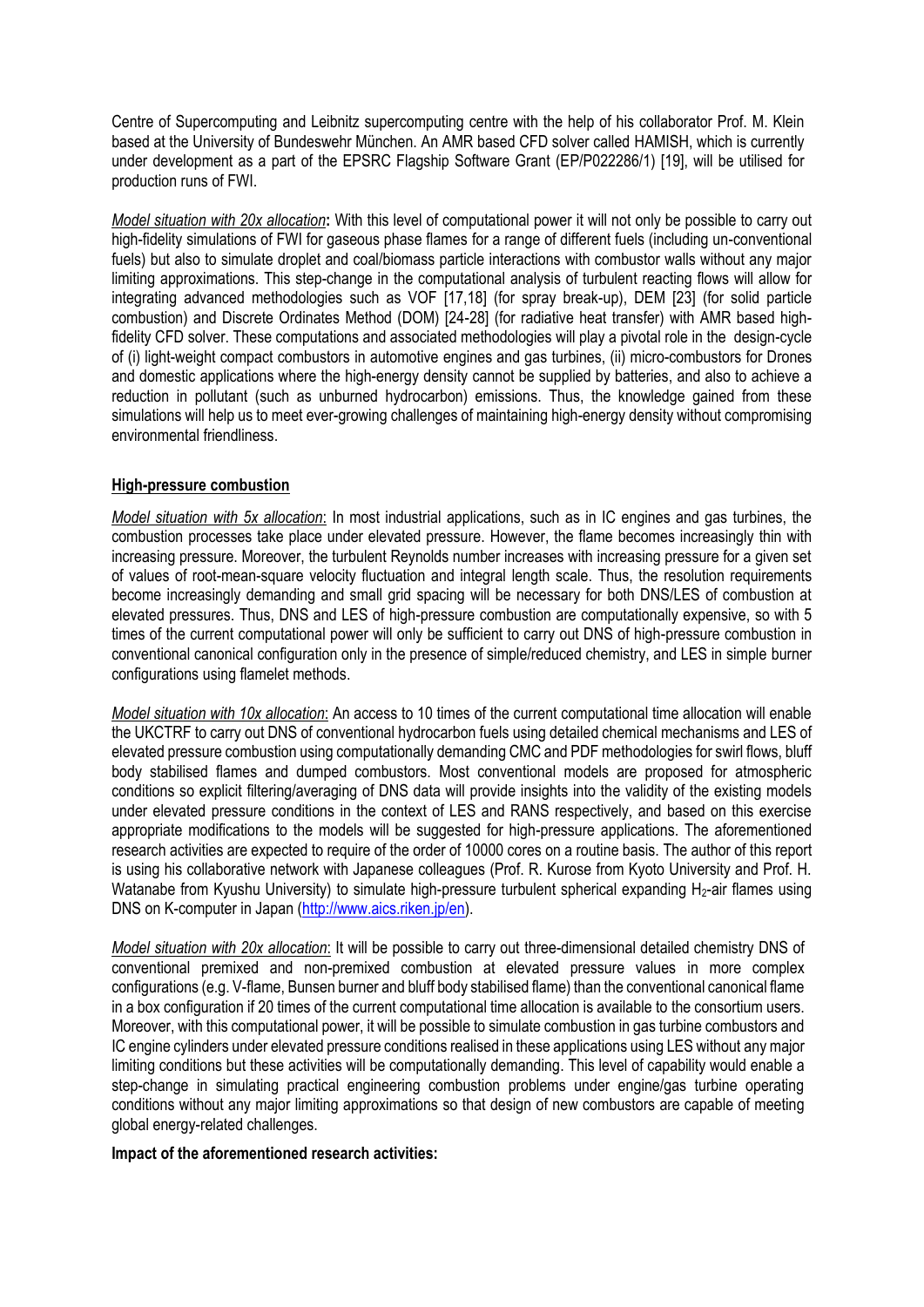Centre of Supercomputing and Leibnitz supercomputing centre with the help of his collaborator Prof. M. Klein based at the University of Bundeswehr München. An AMR based CFD solver called HAMISH, which is currently under development as a part of the EPSRC Flagship Software Grant (EP/P022286/1) [19], will be utilised for production runs of FWI.

*Model situation with 20x allocation*: With this level of computational power it will not only be possible to carry out high-fidelity simulations of FWI for gaseous phase flames for a range of different fuels (including un-conventional fuels) but also to simulate droplet and coal/biomass particle interactions with combustor walls without any major limiting approximations. This step-change in the computational analysis of turbulent reacting flows will allow for integrating advanced methodologies such as VOF [17,18] (for spray break-up), DEM [23] (for solid particle combustion) and Discrete Ordinates Method (DOM) [24-28] (for radiative heat transfer) with AMR based high-fidelity CFD solver. These computations and associated methodologies will play a pivotal role in the design-cycle of (i) light-weight compact combustors in automotive engines and gas turbines, (ii) micro-combustors for Drones and domestic applications where the high-energy density cannot be supplied by batteries, and also to achieve a reduction in pollutant (such as unburned hydrocarbon) emissions. Thus, the knowledge gained from these simulations will help us to meet ever-growing challenges of maintaining high-energy density without compromising environmental friendliness.

**High-pressure combustion**

*Model situation with 5x allocation*: In most industrial applications, such as in IC engines and gas turbines, the combustion processes take place under elevated pressure. However, the flame becomes increasingly thin with increasing pressure. Moreover, the turbulent Reynolds number increases with increasing pressure for a given set of values of root-mean-square velocity fluctuation and integral length scale. Thus, the resolution requirements become increasingly demanding and small grid spacing will be necessary for both DNS/LES of combustion at elevated pressures. Thus, DNS and LES of high-pressure combustion are computationally expensive, so with 5 times of the current computational power will only be sufficient to carry out DNS of high-pressure combustion in conventional canonical configuration only in the presence of simple/reduced chemistry, and LES in simple burner configurations using flamelet methods.

*Model situation with 10x allocation*: An access to 10 times of the current computational time allocation will enable the UKCTRF to carry out DNS of conventional hydrocarbon fuels using detailed chemical mechanisms and LES of elevated pressure combustion using computationally demanding CMC and PDF methodologies for swirl flows, bluff body stabilised flames and dumped combustors. Most conventional models are proposed for atmospheric conditions so explicit filtering/averaging of DNS data will provide insights into the validity of the existing models under elevated pressure conditions in the context of LES and RANS respectively, and based on this exercise appropriate modifications to the models will be suggested for high-pressure applications. The aforementioned research activities are expected to require of the order of 10000 cores on a routine basis. The author of this report is using his collaborative network with Japanese colleagues (Prof. R. Kurose from Kyoto University and Prof. H. Watanabe from Kyushu University) to simulate high-pressure turbulent spherical expanding $H_2$-air flames using DNS on K-computer in Japan (http://www.aics.riken.jp/en).

*Model situation with 20x allocation*: It will be possible to carry out three-dimensional detailed chemistry DNS of conventional premixed and non-premixed combustion at elevated pressure values in more complex configurations (e.g. V-flame, Bunsen burner and bluff body stabilised flame) than the conventional canonical flame in a box configuration if 20 times of the current computational time allocation is available to the consortium users. Moreover, with this computational power, it will be possible to simulate combustion in gas turbine combustors and IC engine cylinders under elevated pressure conditions realised in these applications using LES without any major limiting conditions but these activities will be computationally demanding. This level of capability would enable a step-change in simulating practical engineering combustion problems under engine/gas turbine operating conditions without any major limiting approximations so that design of new combustors are capable of meeting global energy-related challenges.

**Impact of the aforementioned research activities:**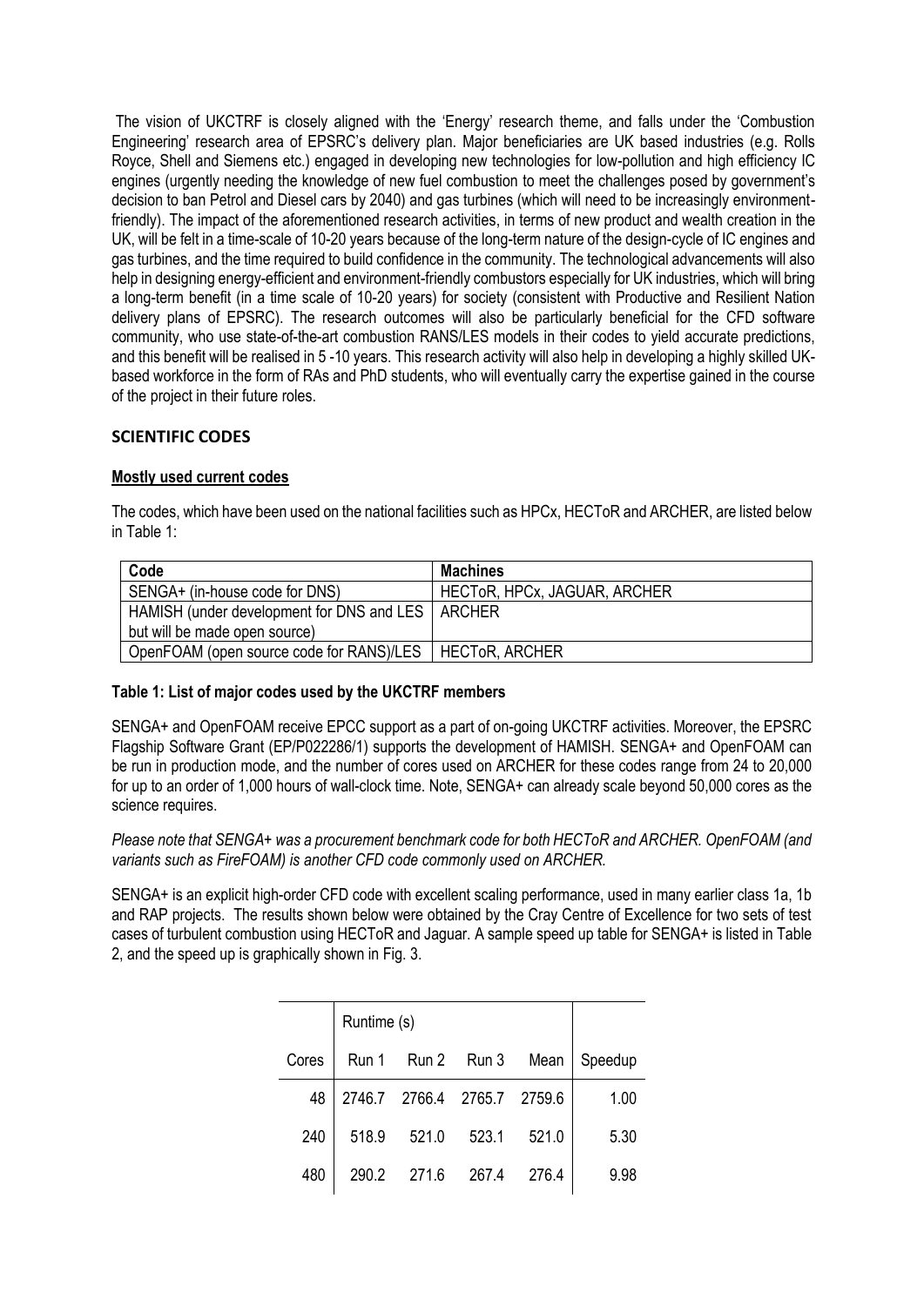The vision of UKCTRF is closely aligned with the 'Energy' research theme, and falls under the 'Combustion Engineering' research area of EPSRC's delivery plan. Major beneficiaries are UK based industries (e.g. Rolls Royce, Shell and Siemens etc.) engaged in developing new technologies for low-pollution and high efficiency IC engines (urgently needing the knowledge of new fuel combustion to meet the challenges posed by government's decision to ban Petrol and Diesel cars by 2040) and gas turbines (which will need to be increasingly environment-friendly). The impact of the aforementioned research activities, in terms of new product and wealth creation in the UK, will be felt in a time-scale of 10-20 years because of the long-term nature of the design-cycle of IC engines and gas turbines, and the time required to build confidence in the community. The technological advancements will also help in designing energy-efficient and environment-friendly combustors especially for UK industries, which will bring a long-term benefit (in a time scale of 10-20 years) for society (consistent with Productive and Resilient Nation delivery plans of EPSRC). The research outcomes will also be particularly beneficial for the CFD software community, who use state-of-the-art combustion RANS/LES models in their codes to yield accurate predictions, and this benefit will be realised in 5 -10 years. This research activity will also help in developing a highly skilled UK-based workforce in the form of RAs and PhD students, who will eventually carry the expertise gained in the course of the project in their future roles.

## SCIENTIFIC CODES

### Mostly used current codes

The codes, which have been used on the national facilities such as HPCx, HECToR and ARCHER, are listed below in Table 1:

| Code | Machines |
|---|---|
| SENGA+ (in-house code for DNS) | HECToR, HPCx, JAGUAR, ARCHER |
| HAMISH (under development for DNS and LES but will be made open source) | ARCHER |
| OpenFOAM (open source code for RANS)/LES | HECToR, ARCHER |

**Table 1: List of major codes used by the UKCTRF members**

SENGA+ and OpenFOAM receive EPCC support as a part of on-going UKCTRF activities. Moreover, the EPSRC Flagship Software Grant (EP/P022286/1) supports the development of HAMISH. SENGA+ and OpenFOAM can be run in production mode, and the number of cores used on ARCHER for these codes range from 24 to 20,000 for up to an order of 1,000 hours of wall-clock time. Note, SENGA+ can already scale beyond 50,000 cores as the science requires.

*Please note that SENGA+ was a procurement benchmark code for both HECToR and ARCHER. OpenFOAM (and variants such as FireFOAM) is another CFD code commonly used on ARCHER.*

SENGA+ is an explicit high-order CFD code with excellent scaling performance, used in many earlier class 1a, 1b and RAP projects. The results shown below were obtained by the Cray Centre of Excellence for two sets of test cases of turbulent combustion using HECToR and Jaguar. A sample speed up table for SENGA+ is listed in Table 2, and the speed up is graphically shown in Fig. 3.

| | Runtime (s) | | | | |
|---|---|---|---|---|---|
| Cores | Run 1 | Run 2 | Run 3 | Mean | Speedup |
| 48 | 2746.7 | 2766.4 | 2765.7 | 2759.6 | 1.00 |
| 240 | 518.9 | 521.0 | 523.1 | 521.0 | 5.30 |
| 480 | 290.2 | 271.6 | 267.4 | 276.4 | 9.98 |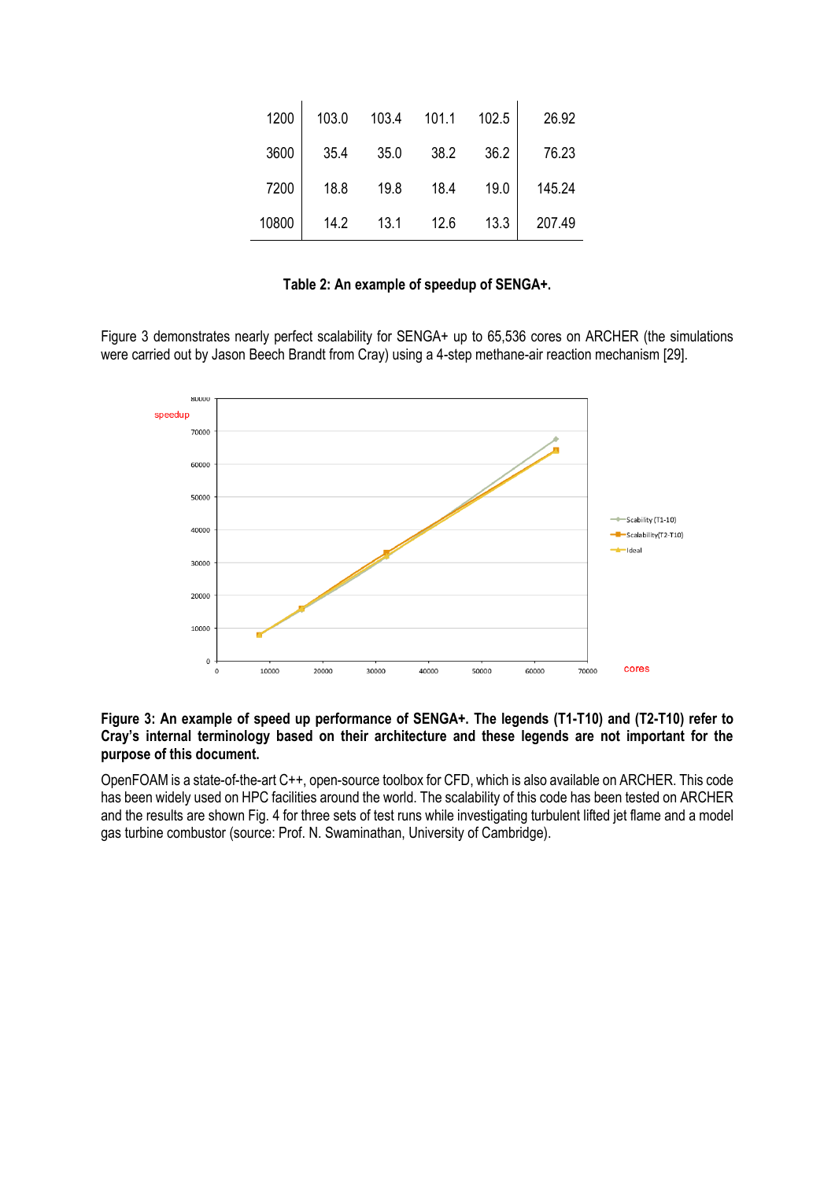| | | | | | |
|---|---|---|---|---|---|
| 1200 | 103.0 | 103.4 | 101.1 | 102.5 | 26.92 |
| 3600 | 35.4 | 35.0 | 38.2 | 36.2 | 76.23 |
| 7200 | 18.8 | 19.8 | 18.4 | 19.0 | 145.24 |
| 10800 | 14.2 | 13.1 | 12.6 | 13.3 | 207.49 |

**Table 2: An example of speedup of SENGA+.**

Figure 3 demonstrates nearly perfect scalability for SENGA+ up to 65,536 cores on ARCHER (the simulations were carried out by Jason Beech Brandt from Cray) using a 4-step methane-air reaction mechanism [29].

**Figure 3: An example of speed up performance of SENGA+. The legends (T1-T10) and (T2-T10) refer to Cray's internal terminology based on their architecture and these legends are not important for the purpose of this document.**

OpenFOAM is a state-of-the-art C++, open-source toolbox for CFD, which is also available on ARCHER. This code has been widely used on HPC facilities around the world. The scalability of this code has been tested on ARCHER and the results are shown Fig. 4 for three sets of test runs while investigating turbulent lifted jet flame and a model gas turbine combustor (source: Prof. N. Swaminathan, University of Cambridge).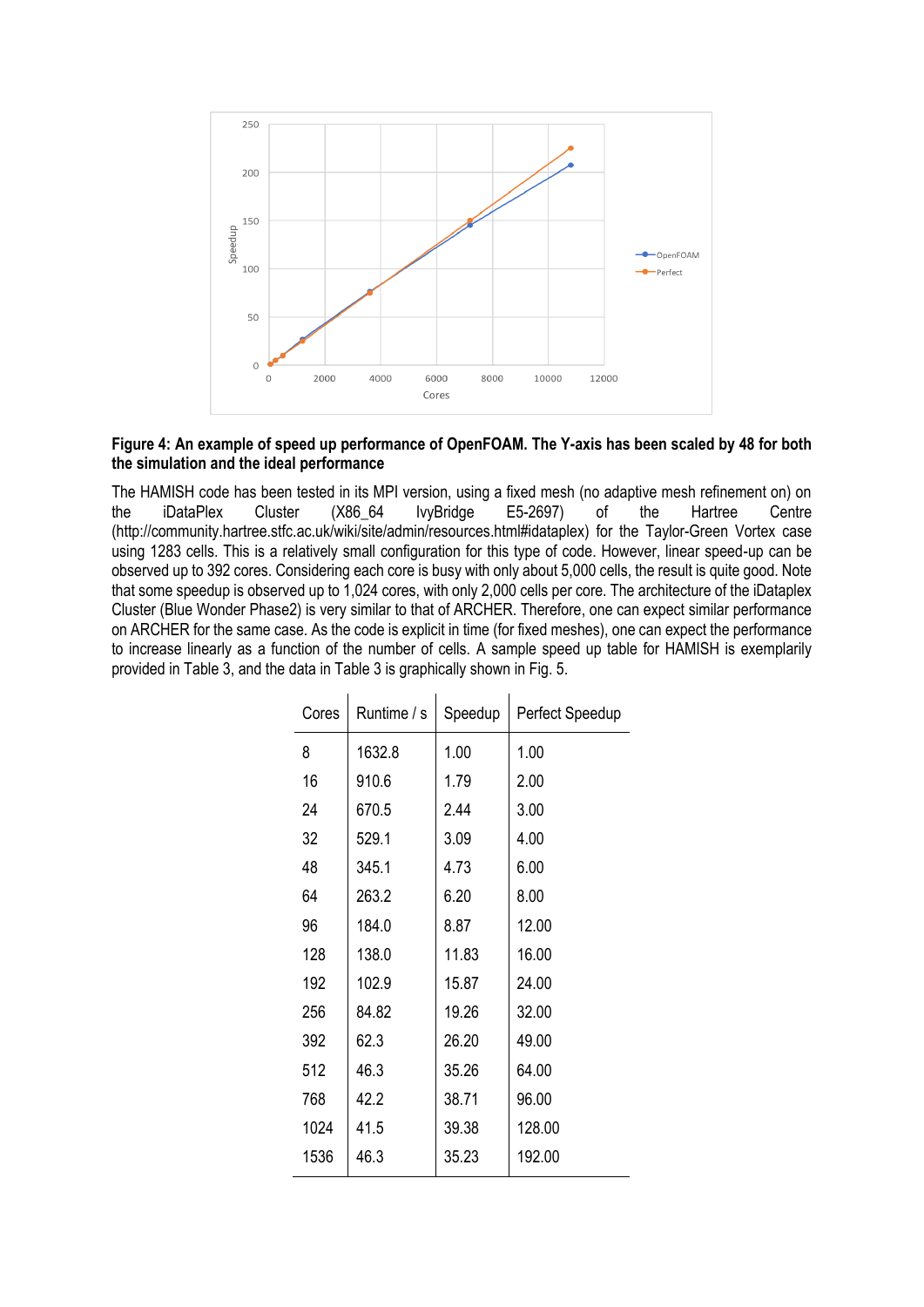**Figure 4: An example of speed up performance of OpenFOAM. The Y-axis has been scaled by 48 for both the simulation and the ideal performance**

The HAMISH code has been tested in its MPI version, using a fixed mesh (no adaptive mesh refinement on) on the iDataPlex Cluster (X86_64 IvyBridge E5-2697) of the Hartree Centre (http://community.hartree.stfc.ac.uk/wiki/site/admin/resources.html#idataplex) for the Taylor-Green Vortex case using 1283 cells. This is a relatively small configuration for this type of code. However, linear speed-up can be observed up to 392 cores. Considering each core is busy with only about 5,000 cells, the result is quite good. Note that some speedup is observed up to 1,024 cores, with only 2,000 cells per core. The architecture of the iDataplex Cluster (Blue Wonder Phase2) is very similar to that of ARCHER. Therefore, one can expect similar performance on ARCHER for the same case. As the code is explicit in time (for fixed meshes), one can expect the performance to increase linearly as a function of the number of cells. A sample speed up table for HAMISH is exemplarily provided in Table 3, and the data in Table 3 is graphically shown in Fig. 5.

| Cores | Runtime / s | Speedup | Perfect Speedup |
|---|---|---|---|
| 8 | 1632.8 | 1.00 | 1.00 |
| 16 | 910.6 | 1.79 | 2.00 |
| 24 | 670.5 | 2.44 | 3.00 |
| 32 | 529.1 | 3.09 | 4.00 |
| 48 | 345.1 | 4.73 | 6.00 |
| 64 | 263.2 | 6.20 | 8.00 |
| 96 | 184.0 | 8.87 | 12.00 |
| 128 | 138.0 | 11.83 | 16.00 |
| 192 | 102.9 | 15.87 | 24.00 |
| 256 | 84.82 | 19.26 | 32.00 |
| 392 | 62.3 | 26.20 | 49.00 |
| 512 | 46.3 | 35.26 | 64.00 |
| 768 | 42.2 | 38.71 | 96.00 |
| 1024 | 41.5 | 39.38 | 128.00 |
| 1536 | 46.3 | 35.23 | 192.00 |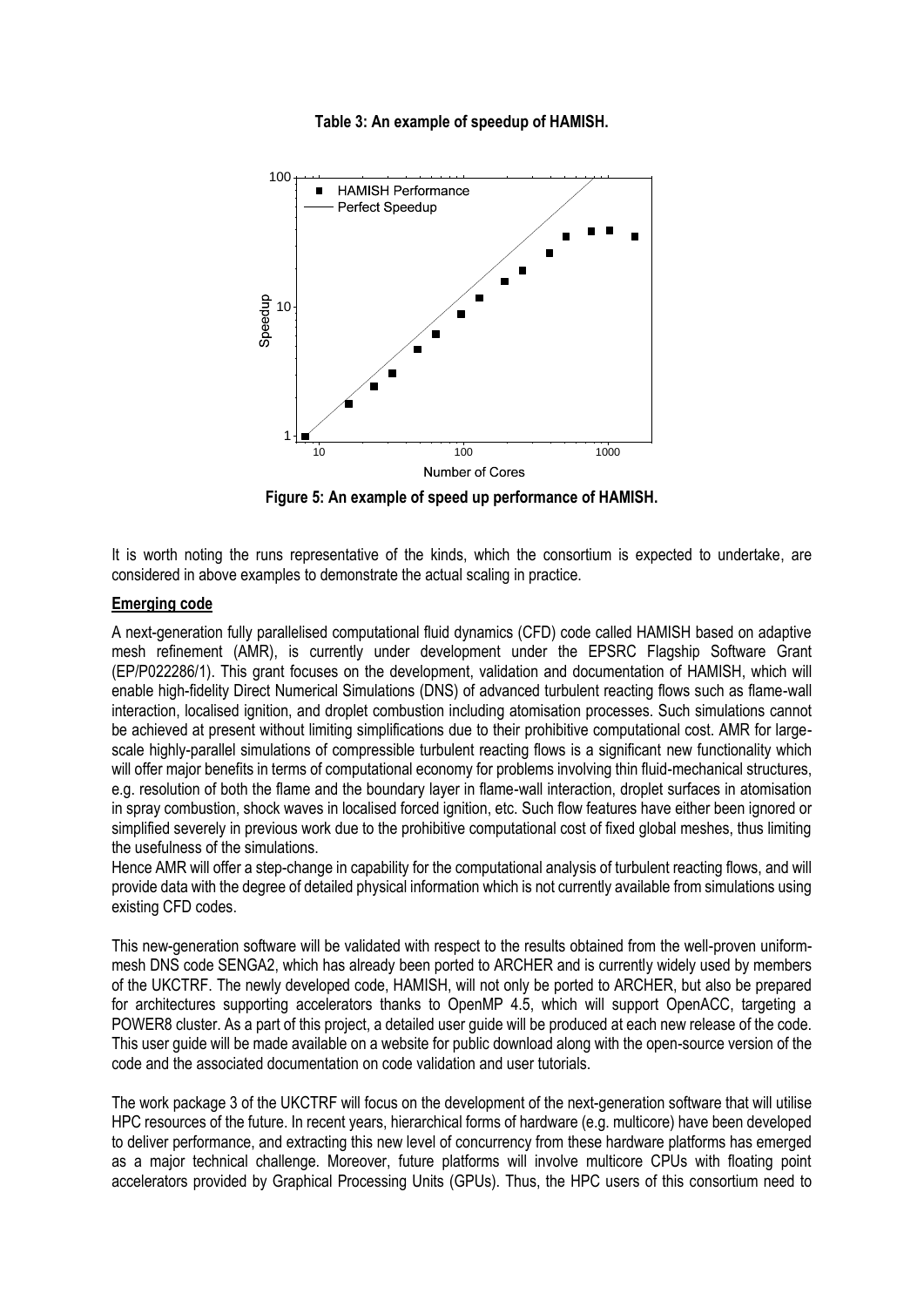**Table 3: An example of speedup of HAMISH.**

**Figure 5: An example of speed up performance of HAMISH.**

It is worth noting the runs representative of the kinds, which the consortium is expected to undertake, are considered in above examples to demonstrate the actual scaling in practice.

**Emerging code**

A next-generation fully parallelised computational fluid dynamics (CFD) code called HAMISH based on adaptive mesh refinement (AMR), is currently under development under the EPSRC Flagship Software Grant (EP/P022286/1). This grant focuses on the development, validation and documentation of HAMISH, which will enable high-fidelity Direct Numerical Simulations (DNS) of advanced turbulent reacting flows such as flame-wall interaction, localised ignition, and droplet combustion including atomisation processes. Such simulations cannot be achieved at present without limiting simplifications due to their prohibitive computational cost. AMR for large-scale highly-parallel simulations of compressible turbulent reacting flows is a significant new functionality which will offer major benefits in terms of computational economy for problems involving thin fluid-mechanical structures, e.g. resolution of both the flame and the boundary layer in flame-wall interaction, droplet surfaces in atomisation in spray combustion, shock waves in localised forced ignition, etc. Such flow features have either been ignored or simplified severely in previous work due to the prohibitive computational cost of fixed global meshes, thus limiting the usefulness of the simulations.
Hence AMR will offer a step-change in capability for the computational analysis of turbulent reacting flows, and will provide data with the degree of detailed physical information which is not currently available from simulations using existing CFD codes.

This new-generation software will be validated with respect to the results obtained from the well-proven uniform-mesh DNS code SENGA2, which has already been ported to ARCHER and is currently widely used by members of the UKCTRF. The newly developed code, HAMISH, will not only be ported to ARCHER, but also be prepared for architectures supporting accelerators thanks to OpenMP 4.5, which will support OpenACC, targeting a POWER8 cluster. As a part of this project, a detailed user guide will be produced at each new release of the code. This user guide will be made available on a website for public download along with the open-source version of the code and the associated documentation on code validation and user tutorials.

The work package 3 of the UKCTRF will focus on the development of the next-generation software that will utilise HPC resources of the future. In recent years, hierarchical forms of hardware (e.g. multicore) have been developed to deliver performance, and extracting this new level of concurrency from these hardware platforms has emerged as a major technical challenge. Moreover, future platforms will involve multicore CPUs with floating point accelerators provided by Graphical Processing Units (GPUs). Thus, the HPC users of this consortium need to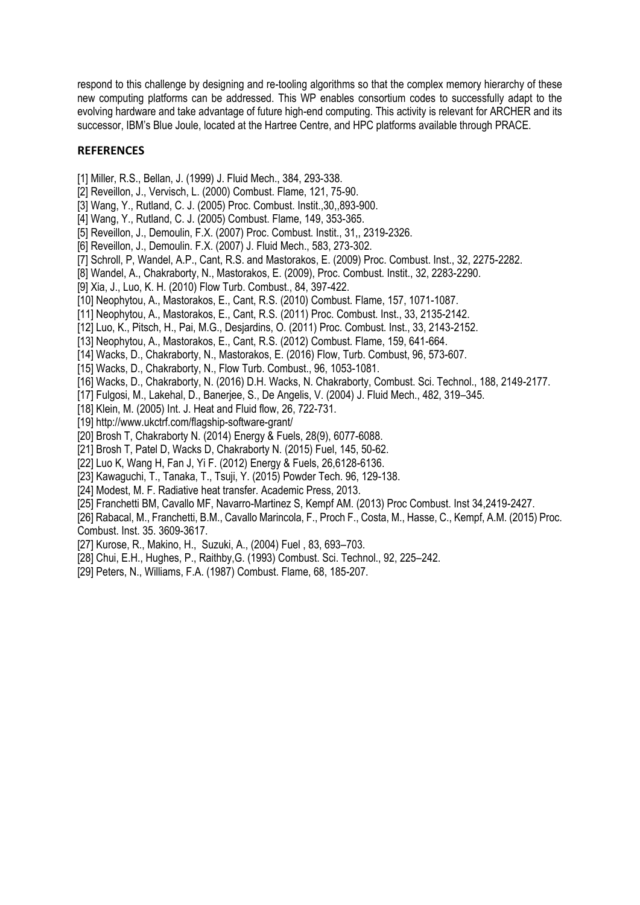respond to this challenge by designing and re-tooling algorithms so that the complex memory hierarchy of these new computing platforms can be addressed. This WP enables consortium codes to successfully adapt to the evolving hardware and take advantage of future high-end computing. This activity is relevant for ARCHER and its successor, IBM's Blue Joule, located at the Hartree Centre, and HPC platforms available through PRACE.

## REFERENCES

[1] Miller, R.S., Bellan, J. (1999) J. Fluid Mech., 384, 293-338.
[2] Reveillon, J., Vervisch, L. (2000) Combust. Flame, 121, 75-90.
[3] Wang, Y., Rutland, C. J. (2005) Proc. Combust. Instit.,30,,893-900.
[4] Wang, Y., Rutland, C. J. (2005) Combust. Flame, 149, 353-365.
[5] Reveillon, J., Demoulin, F.X. (2007) Proc. Combust. Instit., 31,, 2319-2326.
[6] Reveillon, J., Demoulin. F.X. (2007) J. Fluid Mech., 583, 273-302.
[7] Schroll, P, Wandel, A.P., Cant, R.S. and Mastorakos, E. (2009) Proc. Combust. Inst., 32, 2275-2282.
[8] Wandel, A., Chakraborty, N., Mastorakos, E. (2009), Proc. Combust. Instit., 32, 2283-2290.
[9] Xia, J., Luo, K. H. (2010) Flow Turb. Combust., 84, 397-422.
[10] Neophytou, A., Mastorakos, E., Cant, R.S. (2010) Combust. Flame, 157, 1071-1087.
[11] Neophytou, A., Mastorakos, E., Cant, R.S. (2011) Proc. Combust. Inst., 33, 2135-2142.
[12] Luo, K., Pitsch, H., Pai, M.G., Desjardins, O. (2011) Proc. Combust. Inst., 33, 2143-2152.
[13] Neophytou, A., Mastorakos, E., Cant, R.S. (2012) Combust. Flame, 159, 641-664.
[14] Wacks, D., Chakraborty, N., Mastorakos, E. (2016) Flow, Turb. Combust, 96, 573-607.
[15] Wacks, D., Chakraborty, N., Flow Turb. Combust., 96, 1053-1081.
[16] Wacks, D., Chakraborty, N. (2016) D.H. Wacks, N. Chakraborty, Combust. Sci. Technol., 188, 2149-2177.
[17] Fulgosi, M., Lakehal, D., Banerjee, S., De Angelis, V. (2004) J. Fluid Mech., 482, 319–345.
[18] Klein, M. (2005) Int. J. Heat and Fluid flow, 26, 722-731.
[19] http://www.ukctrf.com/flagship-software-grant/
[20] Brosh T, Chakraborty N. (2014) Energy & Fuels, 28(9), 6077-6088.
[21] Brosh T, Patel D, Wacks D, Chakraborty N. (2015) Fuel, 145, 50-62.
[22] Luo K, Wang H, Fan J, Yi F. (2012) Energy & Fuels, 26,6128-6136.
[23] Kawaguchi, T., Tanaka, T., Tsuji, Y. (2015) Powder Tech. 96, 129-138.
[24] Modest, M. F. Radiative heat transfer. Academic Press, 2013.
[25] Franchetti BM, Cavallo MF, Navarro-Martinez S, Kempf AM. (2013) Proc Combust. Inst 34,2419-2427.
[26] Rabacal, M., Franchetti, B.M., Cavallo Marincola, F., Proch F., Costa, M., Hasse, C., Kempf, A.M. (2015) Proc. Combust. Inst. 35. 3609-3617.
[27] Kurose, R., Makino, H., Suzuki, A., (2004) Fuel , 83, 693–703.
[28] Chui, E.H., Hughes, P., Raithby,G. (1993) Combust. Sci. Technol., 92, 225–242.
[29] Peters, N., Williams, F.A. (1987) Combust. Flame, 68, 185-207.